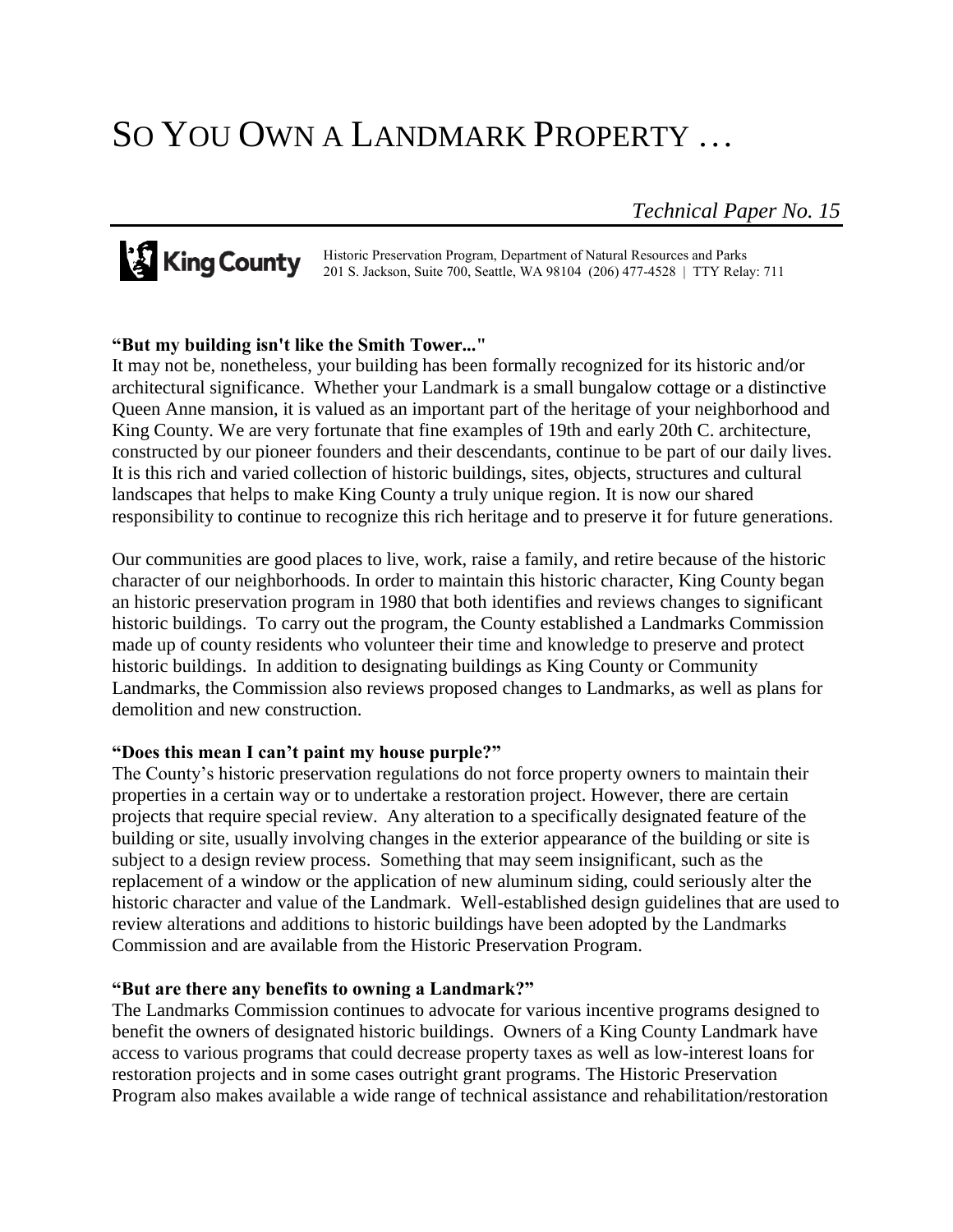# SO YOU OWN A LANDMARK PROPERTY …

*Technical Paper No. 15*

King County — Historic Preservation Program, Department of Natural Resources and Parks
201 S. Jackson, Suite 700, Seattle, WA 98104 (206) 477-4528 | TTY Relay: 711

**"But my building isn't like the Smith Tower..."**

It may not be, nonetheless, your building has been formally recognized for its historic and/or architectural significance. Whether your Landmark is a small bungalow cottage or a distinctive Queen Anne mansion, it is valued as an important part of the heritage of your neighborhood and King County. We are very fortunate that fine examples of 19th and early 20th C. architecture, constructed by our pioneer founders and their descendants, continue to be part of our daily lives. It is this rich and varied collection of historic buildings, sites, objects, structures and cultural landscapes that helps to make King County a truly unique region. It is now our shared responsibility to continue to recognize this rich heritage and to preserve it for future generations.

Our communities are good places to live, work, raise a family, and retire because of the historic character of our neighborhoods. In order to maintain this historic character, King County began an historic preservation program in 1980 that both identifies and reviews changes to significant historic buildings. To carry out the program, the County established a Landmarks Commission made up of county residents who volunteer their time and knowledge to preserve and protect historic buildings. In addition to designating buildings as King County or Community Landmarks, the Commission also reviews proposed changes to Landmarks, as well as plans for demolition and new construction.

**"Does this mean I can't paint my house purple?"**

The County's historic preservation regulations do not force property owners to maintain their properties in a certain way or to undertake a restoration project. However, there are certain projects that require special review. Any alteration to a specifically designated feature of the building or site, usually involving changes in the exterior appearance of the building or site is subject to a design review process. Something that may seem insignificant, such as the replacement of a window or the application of new aluminum siding, could seriously alter the historic character and value of the Landmark. Well-established design guidelines that are used to review alterations and additions to historic buildings have been adopted by the Landmarks Commission and are available from the Historic Preservation Program.

**"But are there any benefits to owning a Landmark?"**

The Landmarks Commission continues to advocate for various incentive programs designed to benefit the owners of designated historic buildings. Owners of a King County Landmark have access to various programs that could decrease property taxes as well as low-interest loans for restoration projects and in some cases outright grant programs. The Historic Preservation Program also makes available a wide range of technical assistance and rehabilitation/restoration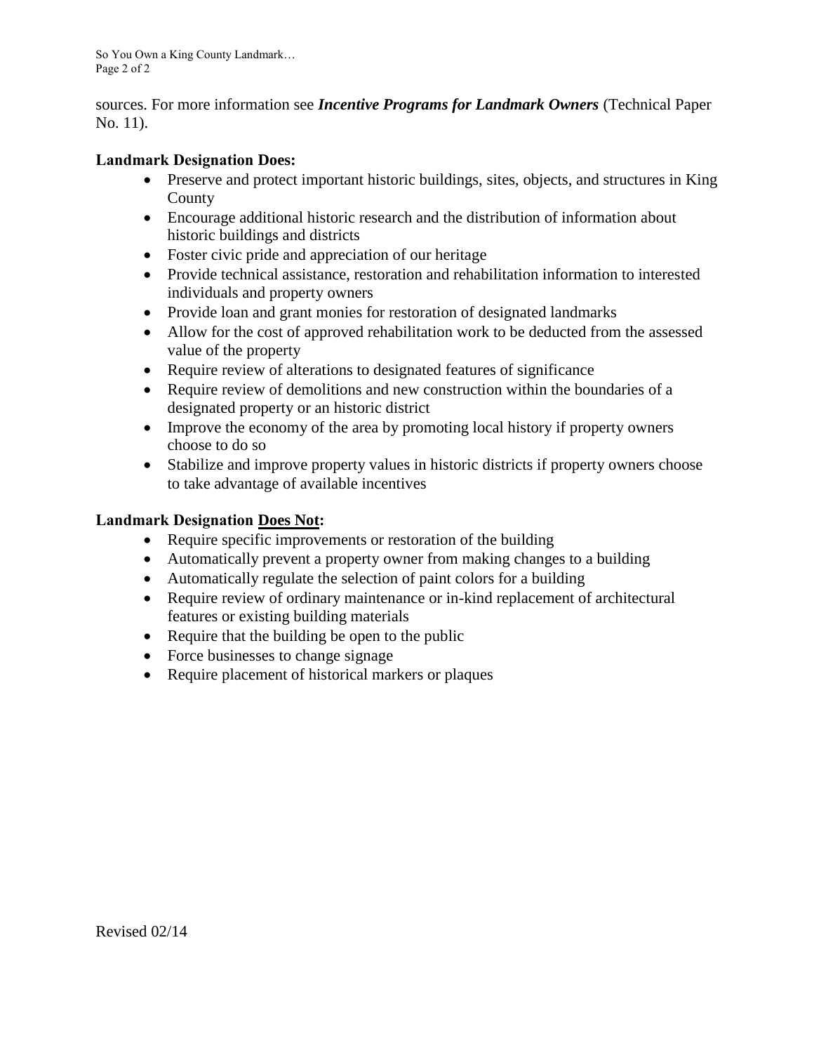sources. For more information see ***Incentive Programs for Landmark Owners*** (Technical Paper No. 11).

**Landmark Designation Does:**

- Preserve and protect important historic buildings, sites, objects, and structures in King County
- Encourage additional historic research and the distribution of information about historic buildings and districts
- Foster civic pride and appreciation of our heritage
- Provide technical assistance, restoration and rehabilitation information to interested individuals and property owners
- Provide loan and grant monies for restoration of designated landmarks
- Allow for the cost of approved rehabilitation work to be deducted from the assessed value of the property
- Require review of alterations to designated features of significance
- Require review of demolitions and new construction within the boundaries of a designated property or an historic district
- Improve the economy of the area by promoting local history if property owners choose to do so
- Stabilize and improve property values in historic districts if property owners choose to take advantage of available incentives

**Landmark Designation <u>Does Not</u>:**

- Require specific improvements or restoration of the building
- Automatically prevent a property owner from making changes to a building
- Automatically regulate the selection of paint colors for a building
- Require review of ordinary maintenance or in-kind replacement of architectural features or existing building materials
- Require that the building be open to the public
- Force businesses to change signage
- Require placement of historical markers or plaques

Revised 02/14